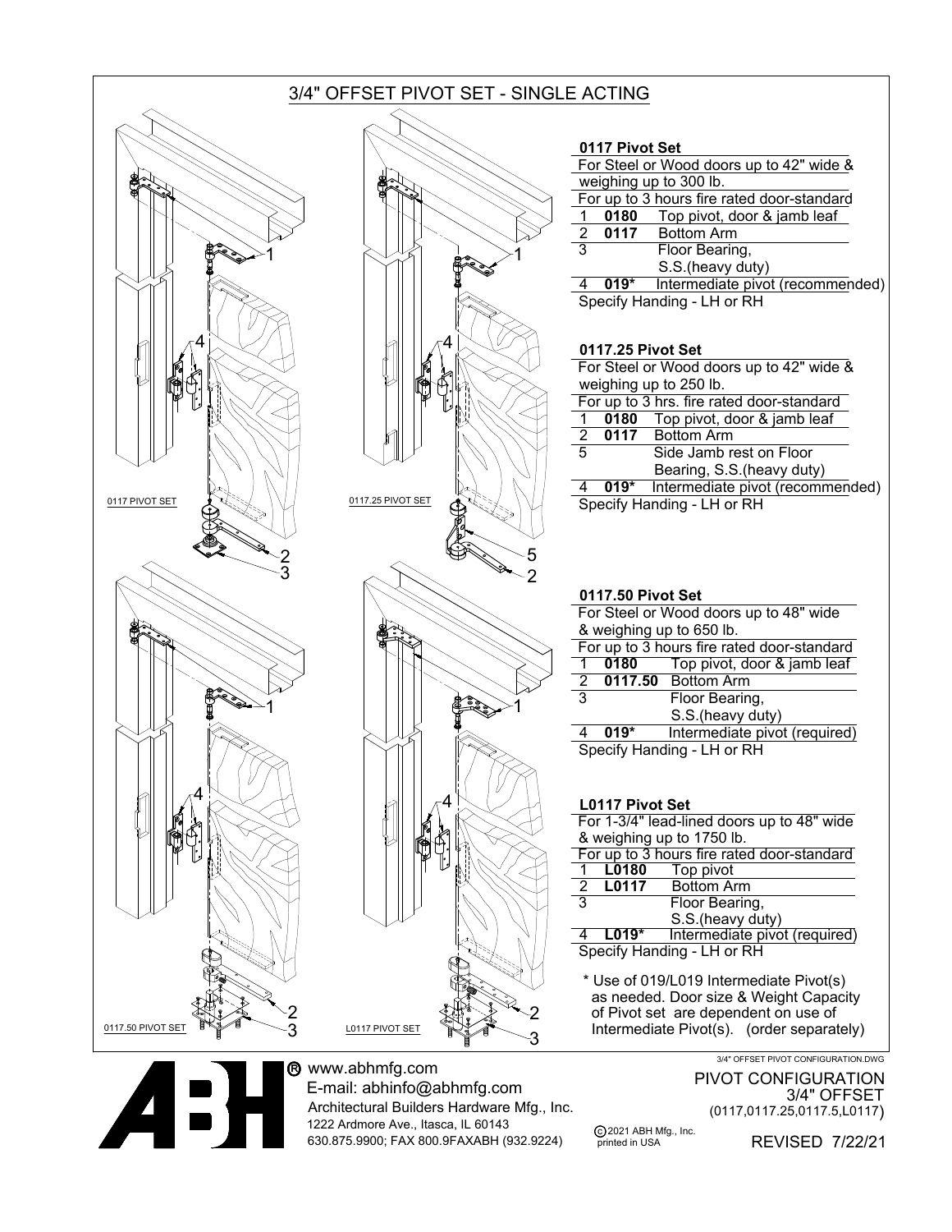# 3/4" OFFSET PIVOT SET - SINGLE ACTING

0117 PIVOT SET

0117.25 PIVOT SET

0117.50 PIVOT SET

L0117 PIVOT SET

### 0117 Pivot Set

For Steel or Wood doors up to 42" wide & weighing up to 300 lb.

For up to 3 hours fire rated door-standard

| | | |
|---|---|---|
| 1 | **0180** | Top pivot, door & jamb leaf |
| 2 | **0117** | Bottom Arm |
| 3 | | Floor Bearing, S.S.(heavy duty) |
| 4 | **019*** | Intermediate pivot (recommended) |

Specify Handing - LH or RH

### 0117.25 Pivot Set

For Steel or Wood doors up to 42" wide & weighing up to 250 lb.

For up to 3 hrs. fire rated door-standard

| | | |
|---|---|---|
| 1 | **0180** | Top pivot, door & jamb leaf |
| 2 | **0117** | Bottom Arm |
| 5 | | Side Jamb rest on Floor Bearing, S.S.(heavy duty) |
| 4 | **019*** | Intermediate pivot (recommended) |

Specify Handing - LH or RH

### 0117.50 Pivot Set

For Steel or Wood doors up to 48" wide & weighing up to 650 lb.

For up to 3 hours fire rated door-standard

| | | |
|---|---|---|
| 1 | **0180** | Top pivot, door & jamb leaf |
| 2 | **0117.50** | Bottom Arm |
| 3 | | Floor Bearing, S.S.(heavy duty) |
| 4 | **019*** | Intermediate pivot (required) |

Specify Handing - LH or RH

### L0117 Pivot Set

For 1-3/4" lead-lined doors up to 48" wide & weighing up to 1750 lb.

For up to 3 hours fire rated door-standard

| | | |
|---|---|---|
| 1 | **L0180** | Top pivot |
| 2 | **L0117** | Bottom Arm |
| 3 | | Floor Bearing, S.S.(heavy duty) |
| 4 | **L019*** | Intermediate pivot (required) |

Specify Handing - LH or RH

* Use of 019/L019 Intermediate Pivot(s) as needed. Door size & Weight Capacity of Pivot set are dependent on use of Intermediate Pivot(s). (order separately)

3/4" OFFSET PIVOT CONFIGURATION.DWG

www.abhmfg.com
E-mail: abhinfo@abhmfg.com
Architectural Builders Hardware Mfg., Inc.
1222 Ardmore Ave., Itasca, IL 60143
630.875.9900; FAX 800.9FAXABH (932.9224)

©2021 ABH Mfg., Inc. printed in USA

PIVOT CONFIGURATION
3/4" OFFSET
(0117,0117.25,0117.5,L0117)

REVISED 7/22/21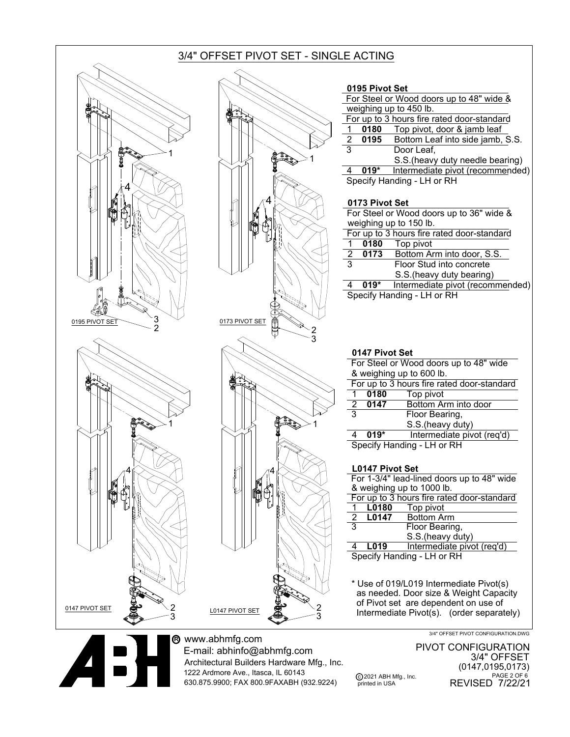# 3/4" OFFSET PIVOT SET - SINGLE ACTING

0195 PIVOT SET

0173 PIVOT SET

0147 PIVOT SET

L0147 PIVOT SET

### 0195 Pivot Set

For Steel or Wood doors up to 48" wide & weighing up to 450 lb.

For up to 3 hours fire rated door-standard

| | | |
|---|---|---|
| 1 | **0180** | Top pivot, door & jamb leaf |
| 2 | **0195** | Bottom Leaf into side jamb, S.S. |
| 3 | | Door Leaf, S.S.(heavy duty needle bearing) |
| 4 | **019*** | Intermediate pivot (recommended) |

Specify Handing - LH or RH

### 0173 Pivot Set

For Steel or Wood doors up to 36" wide & weighing up to 150 lb.

For up to 3 hours fire rated door-standard

| | | |
|---|---|---|
| 1 | **0180** | Top pivot |
| 2 | **0173** | Bottom Arm into door, S.S. |
| 3 | | Floor Stud into concrete S.S.(heavy duty bearing) |
| 4 | **019*** | Intermediate pivot (recommended) |

Specify Handing - LH or RH

### 0147 Pivot Set

For Steel or Wood doors up to 48" wide & weighing up to 600 lb.

For up to 3 hours fire rated door-standard

| | | |
|---|---|---|
| 1 | **0180** | Top pivot |
| 2 | **0147** | Bottom Arm into door |
| 3 | | Floor Bearing, S.S.(heavy duty) |
| 4 | **019*** | Intermediate pivot (req'd) |

Specify Handing - LH or RH

### L0147 Pivot Set

For 1-3/4" lead-lined doors up to 48" wide & weighing up to 1000 lb.

For up to 3 hours fire rated door-standard

| | | |
|---|---|---|
| 1 | **L0180** | Top pivot |
| 2 | **L0147** | Bottom Arm |
| 3 | | Floor Bearing, S.S.(heavy duty) |
| 4 | **L019** | Intermediate pivot (req'd) |

Specify Handing - LH or RH

\* Use of 019/L019 Intermediate Pivot(s) as needed. Door size & Weight Capacity of Pivot set are dependent on use of Intermediate Pivot(s). (order separately)

3/4" OFFSET PIVOT CONFIGURATION.DWG

www.abhmfg.com
E-mail: abhinfo@abhmfg.com
Architectural Builders Hardware Mfg., Inc.
1222 Ardmore Ave., Itasca, IL 60143
630.875.9900; FAX 800.9FAXABH (932.9224)

© 2021 ABH Mfg., Inc. printed in USA

PIVOT CONFIGURATION
3/4" OFFSET
(0147,0195,0173)
REVISED 7/22/21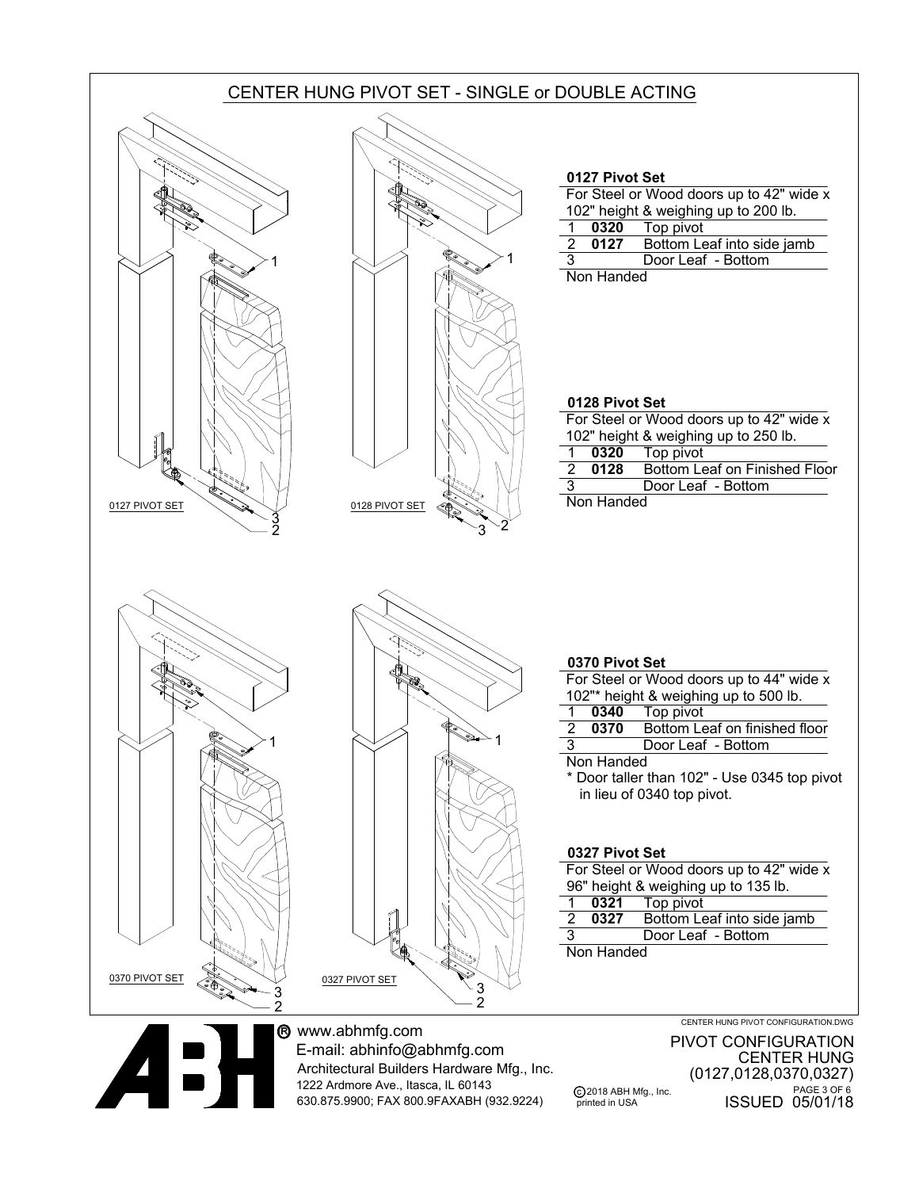# CENTER HUNG PIVOT SET - SINGLE or DOUBLE ACTING

0127 PIVOT SET

0128 PIVOT SET

### 0127 Pivot Set

For Steel or Wood doors up to 42" wide x 102" height & weighing up to 200 lb.

| | | |
|---|---|---|
| 1 | **0320** | Top pivot |
| 2 | **0127** | Bottom Leaf into side jamb |
| 3 | | Door Leaf - Bottom |

Non Handed

### 0128 Pivot Set

For Steel or Wood doors up to 42" wide x 102" height & weighing up to 250 lb.

| | | |
|---|---|---|
| 1 | **0320** | Top pivot |
| 2 | **0128** | Bottom Leaf on Finished Floor |
| 3 | | Door Leaf - Bottom |

Non Handed

0370 PIVOT SET

0327 PIVOT SET

### 0370 Pivot Set

For Steel or Wood doors up to 44" wide x 102"* height & weighing up to 500 lb.

| | | |
|---|---|---|
| 1 | **0340** | Top pivot |
| 2 | **0370** | Bottom Leaf on finished floor |
| 3 | | Door Leaf - Bottom |

Non Handed

\* Door taller than 102" - Use 0345 top pivot in lieu of 0340 top pivot.

### 0327 Pivot Set

For Steel or Wood doors up to 42" wide x 96" height & weighing up to 135 lb.

| | | |
|---|---|---|
| 1 | **0321** | Top pivot |
| 2 | **0327** | Bottom Leaf into side jamb |
| 3 | | Door Leaf - Bottom |

Non Handed

CENTER HUNG PIVOT CONFIGURATION.DWG

www.abhmfg.com
E-mail: abhinfo@abhmfg.com
Architectural Builders Hardware Mfg., Inc.
1222 Ardmore Ave., Itasca, IL 60143
630.875.9900; FAX 800.9FAXABH (932.9224)

© 2018 ABH Mfg., Inc. printed in USA

PIVOT CONFIGURATION
CENTER HUNG
(0127,0128,0370,0327)
ISSUED 05/01/18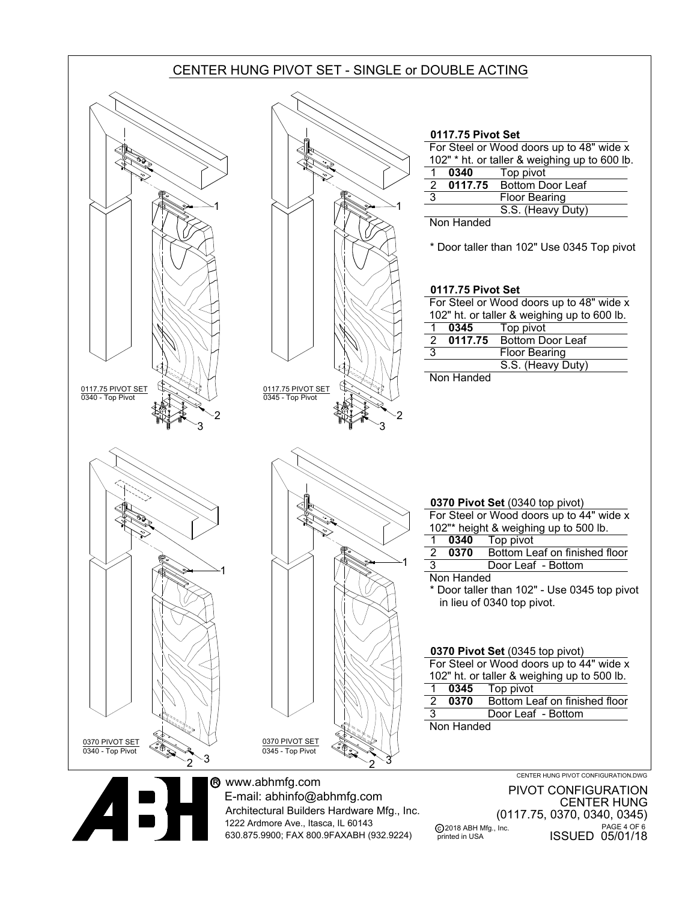# CENTER HUNG PIVOT SET - SINGLE or DOUBLE ACTING

0117.75 PIVOT SET
0340 - Top Pivot

0117.75 PIVOT SET
0345 - Top Pivot

### 0117.75 Pivot Set

For Steel or Wood doors up to 48" wide x 102" * ht. or taller & weighing up to 600 lb.

| | | |
|---|---|---|
| 1 | **0340** | Top pivot |
| 2 | **0117.75** | Bottom Door Leaf |
| 3 | | Floor Bearing |
| | | S.S. (Heavy Duty) |

Non Handed

* Door taller than 102" Use 0345 Top pivot

### 0117.75 Pivot Set

For Steel or Wood doors up to 48" wide x 102" ht. or taller & weighing up to 600 lb.

| | | |
|---|---|---|
| 1 | **0345** | Top pivot |
| 2 | **0117.75** | Bottom Door Leaf |
| 3 | | Floor Bearing |
| | | S.S. (Heavy Duty) |

Non Handed

0370 PIVOT SET
0340 - Top Pivot

0370 PIVOT SET
0345 - Top Pivot

### 0370 Pivot Set (0340 top pivot)

For Steel or Wood doors up to 44" wide x 102"* height & weighing up to 500 lb.

| | | |
|---|---|---|
| 1 | **0340** | Top pivot |
| 2 | **0370** | Bottom Leaf on finished floor |
| 3 | | Door Leaf - Bottom |

Non Handed

* Door taller than 102" - Use 0345 top pivot in lieu of 0340 top pivot.

### 0370 Pivot Set (0345 top pivot)

For Steel or Wood doors up to 44" wide x 102" ht. or taller & weighing up to 500 lb.

| | | |
|---|---|---|
| 1 | **0345** | Top pivot |
| 2 | **0370** | Bottom Leaf on finished floor |
| 3 | | Door Leaf - Bottom |

Non Handed

CENTER HUNG PIVOT CONFIGURATION.DWG

www.abhmfg.com
E-mail: abhinfo@abhmfg.com
Architectural Builders Hardware Mfg., Inc.
1222 Ardmore Ave., Itasca, IL 60143
630.875.9900; FAX 800.9FAXABH (932.9224)

PIVOT CONFIGURATION
CENTER HUNG
(0117.75, 0370, 0340, 0345)

© 2018 ABH Mfg., Inc.
printed in USA

ISSUED 05/01/18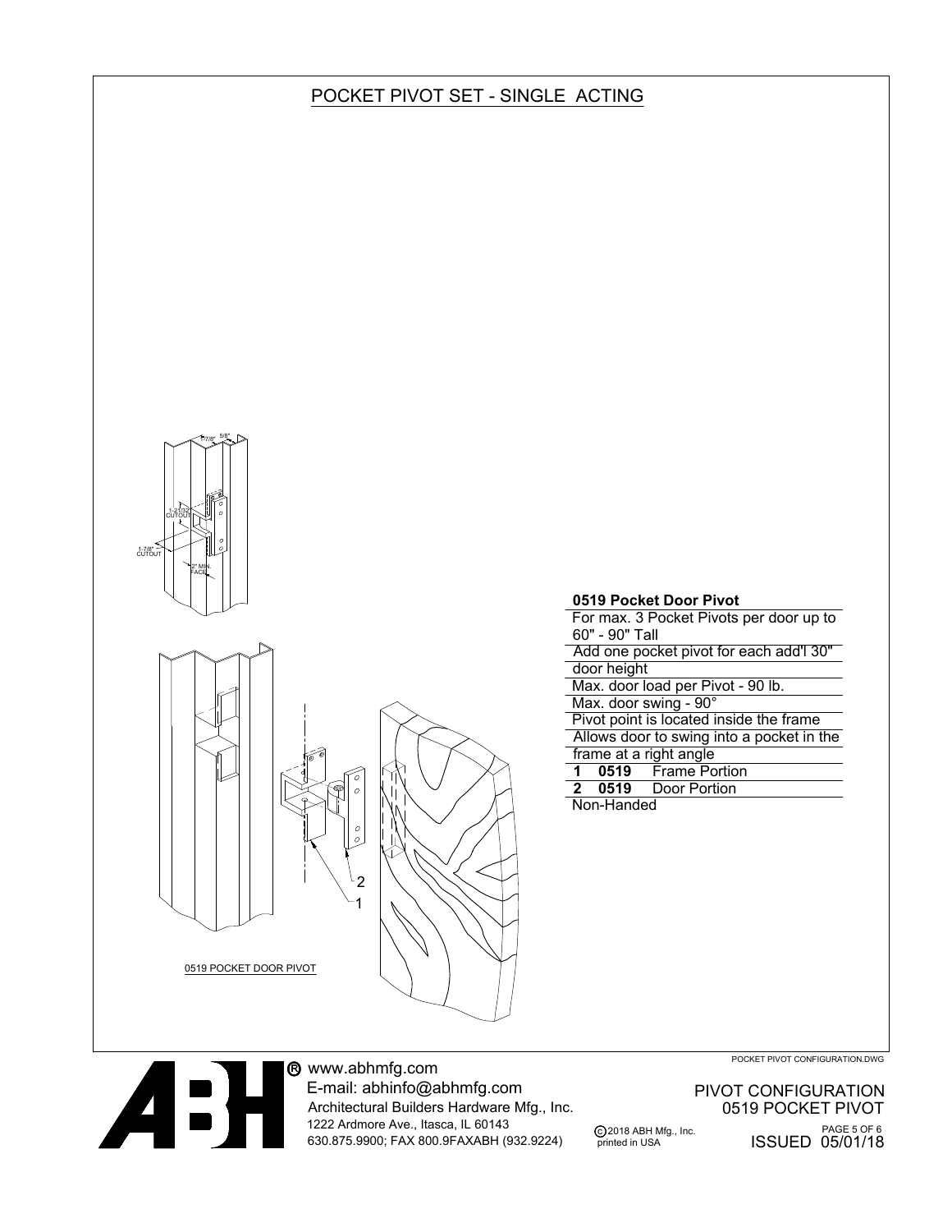# POCKET PIVOT SET - SINGLE ACTING

1-7/8" 5/8"

1-21/32" CUTOUT

1-7/8" CUTOUT

2" MIN. FACE

2

1

0519 POCKET DOOR PIVOT

**0519 Pocket Door Pivot**

For max. 3 Pocket Pivots per door up to 60" - 90" Tall

Add one pocket pivot for each add'l 30" door height

Max. door load per Pivot - 90 lb.

Max. door swing - 90°

Pivot point is located inside the frame

Allows door to swing into a pocket in the frame at a right angle

| | | |
|---|---|---|
| **1** | **0519** | Frame Portion |
| **2** | **0519** | Door Portion |

Non-Handed

POCKET PIVOT CONFIGURATION.DWG

www.abhmfg.com
E-mail: abhinfo@abhmfg.com
Architectural Builders Hardware Mfg., Inc.
1222 Ardmore Ave., Itasca, IL 60143
630.875.9900; FAX 800.9FAXABH (932.9224)

© 2018 ABH Mfg., Inc. printed in USA

PIVOT CONFIGURATION
0519 POCKET PIVOT

ISSUED 05/01/18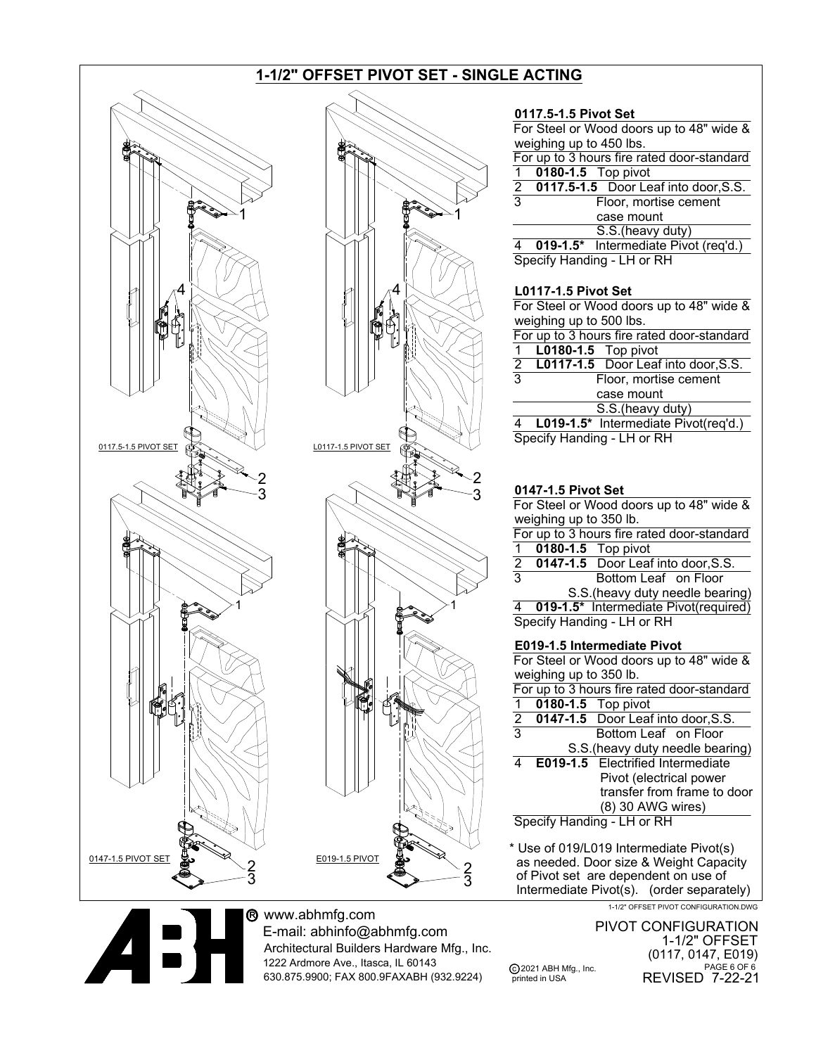# 1-1/2" OFFSET PIVOT SET - SINGLE ACTING

0117.5-1.5 PIVOT SET

L0117-1.5 PIVOT SET

0147-1.5 PIVOT SET

E019-1.5 PIVOT

### 0117.5-1.5 Pivot Set

For Steel or Wood doors up to 48" wide & weighing up to 450 lbs.

For up to 3 hours fire rated door-standard

| | | |
|---|---|---|
| 1 | **0180-1.5** | Top pivot |
| 2 | **0117.5-1.5** | Door Leaf into door,S.S. |
| 3 | | Floor, mortise cement case mount S.S.(heavy duty) |
| 4 | **019-1.5*** | Intermediate Pivot (req'd.) |

Specify Handing - LH or RH

### L0117-1.5 Pivot Set

For Steel or Wood doors up to 48" wide & weighing up to 500 lbs.

For up to 3 hours fire rated door-standard

| | | |
|---|---|---|
| 1 | **L0180-1.5** | Top pivot |
| 2 | **L0117-1.5** | Door Leaf into door,S.S. |
| 3 | | Floor, mortise cement case mount S.S.(heavy duty) |
| 4 | **L019-1.5*** | Intermediate Pivot(req'd.) |

Specify Handing - LH or RH

### 0147-1.5 Pivot Set

For Steel or Wood doors up to 48" wide & weighing up to 350 lb.

For up to 3 hours fire rated door-standard

| | | |
|---|---|---|
| 1 | **0180-1.5** | Top pivot |
| 2 | **0147-1.5** | Door Leaf into door,S.S. |
| 3 | | Bottom Leaf on Floor S.S.(heavy duty needle bearing) |
| 4 | **019-1.5*** | Intermediate Pivot(required) |

Specify Handing - LH or RH

### E019-1.5 Intermediate Pivot

For Steel or Wood doors up to 48" wide & weighing up to 350 lb.

For up to 3 hours fire rated door-standard

| | | |
|---|---|---|
| 1 | **0180-1.5** | Top pivot |
| 2 | **0147-1.5** | Door Leaf into door,S.S. |
| 3 | | Bottom Leaf on Floor S.S.(heavy duty needle bearing) |
| 4 | **E019-1.5** | Electrified Intermediate Pivot (electrical power transfer from frame to door (8) 30 AWG wires) |

Specify Handing - LH or RH

* Use of 019/L019 Intermediate Pivot(s) as needed. Door size & Weight Capacity of Pivot set are dependent on use of Intermediate Pivot(s). (order separately)

1-1/2" OFFSET PIVOT CONFIGURATION.DWG

ABH®
www.abhmfg.com
E-mail: abhinfo@abhmfg.com
Architectural Builders Hardware Mfg., Inc.
1222 Ardmore Ave., Itasca, IL 60143
630.875.9900; FAX 800.9FAXABH (932.9224)

© 2021 ABH Mfg., Inc. printed in USA

PIVOT CONFIGURATION
1-1/2" OFFSET
(0117, 0147, E019)
REVISED 7-22-21